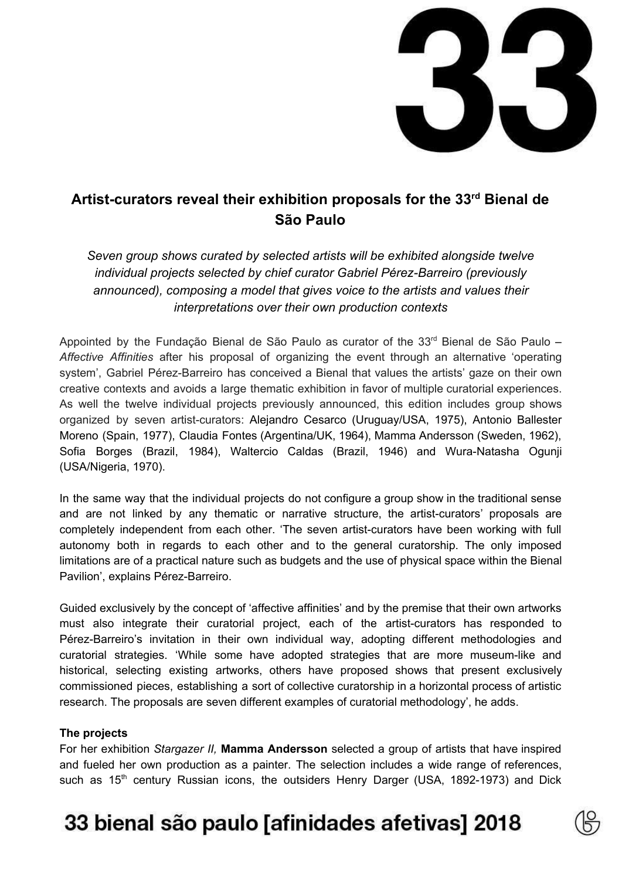# 33

## Artist-curators reveal their exhibition proposals for the 33rd Bienal de São Paulo

*Seven group shows curated by selected artists will be exhibited alongside twelve individual projects selected by chief curator Gabriel Pérez-Barreiro (previously announced), composing a model that gives voice to the artists and values their interpretations over their own production contexts*

Appointed by the Fundação Bienal de São Paulo as curator of the 33rd Bienal de São Paulo – *Affective Affinities* after his proposal of organizing the event through an alternative 'operating system', Gabriel Pérez-Barreiro has conceived a Bienal that values the artists' gaze on their own creative contexts and avoids a large thematic exhibition in favor of multiple curatorial experiences. As well the twelve individual projects previously announced, this edition includes group shows organized by seven artist-curators: Alejandro Cesarco (Uruguay/USA, 1975), Antonio Ballester Moreno (Spain, 1977), Claudia Fontes (Argentina/UK, 1964), Mamma Andersson (Sweden, 1962), Sofia Borges (Brazil, 1984), Waltercio Caldas (Brazil, 1946) and Wura-Natasha Ogunji (USA/Nigeria, 1970).

In the same way that the individual projects do not configure a group show in the traditional sense and are not linked by any thematic or narrative structure, the artist-curators' proposals are completely independent from each other. 'The seven artist-curators have been working with full autonomy both in regards to each other and to the general curatorship. The only imposed limitations are of a practical nature such as budgets and the use of physical space within the Bienal Pavilion', explains Pérez-Barreiro.

Guided exclusively by the concept of 'affective affinities' and by the premise that their own artworks must also integrate their curatorial project, each of the artist-curators has responded to Pérez-Barreiro's invitation in their own individual way, adopting different methodologies and curatorial strategies. 'While some have adopted strategies that are more museum-like and historical, selecting existing artworks, others have proposed shows that present exclusively commissioned pieces, establishing a sort of collective curatorship in a horizontal process of artistic research. The proposals are seven different examples of curatorial methodology', he adds.

**The projects**

For her exhibition *Stargazer II,* **Mamma Andersson** selected a group of artists that have inspired and fueled her own production as a painter. The selection includes a wide range of references, such as 15th century Russian icons, the outsiders Henry Darger (USA, 1892-1973) and Dick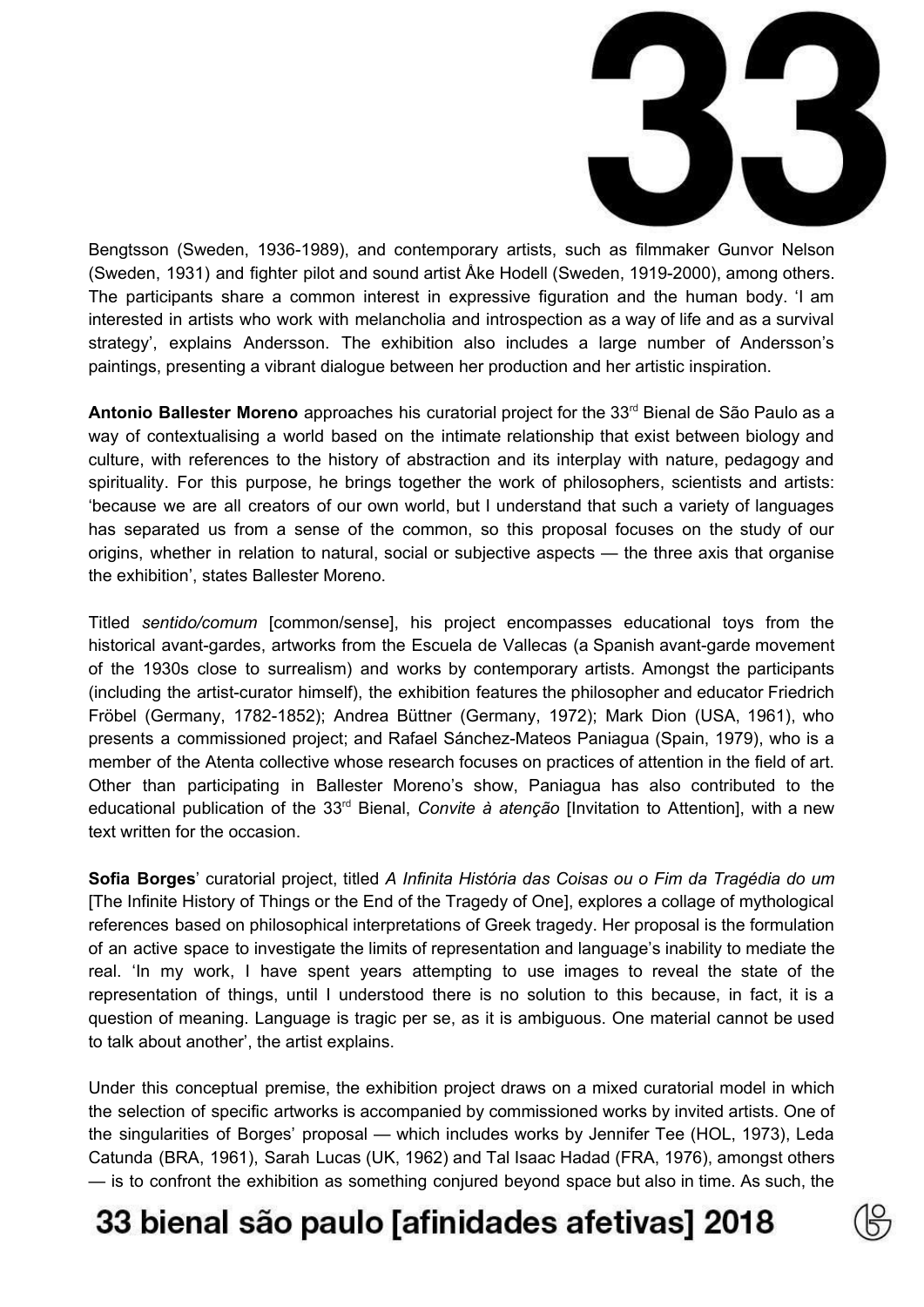Bengtsson (Sweden, 1936-1989), and contemporary artists, such as filmmaker Gunvor Nelson (Sweden, 1931) and fighter pilot and sound artist Åke Hodell (Sweden, 1919-2000), among others. The participants share a common interest in expressive figuration and the human body. 'I am interested in artists who work with melancholia and introspection as a way of life and as a survival strategy', explains Andersson. The exhibition also includes a large number of Andersson's paintings, presenting a vibrant dialogue between her production and her artistic inspiration.

**Antonio Ballester Moreno** approaches his curatorial project for the 33rd Bienal de São Paulo as a way of contextualising a world based on the intimate relationship that exist between biology and culture, with references to the history of abstraction and its interplay with nature, pedagogy and spirituality. For this purpose, he brings together the work of philosophers, scientists and artists: 'because we are all creators of our own world, but I understand that such a variety of languages has separated us from a sense of the common, so this proposal focuses on the study of our origins, whether in relation to natural, social or subjective aspects — the three axis that organise the exhibition', states Ballester Moreno.

Titled *sentido/comum* [common/sense], his project encompasses educational toys from the historical avant-gardes, artworks from the Escuela de Vallecas (a Spanish avant-garde movement of the 1930s close to surrealism) and works by contemporary artists. Amongst the participants (including the artist-curator himself), the exhibition features the philosopher and educator Friedrich Fröbel (Germany, 1782-1852); Andrea Büttner (Germany, 1972); Mark Dion (USA, 1961), who presents a commissioned project; and Rafael Sánchez-Mateos Paniagua (Spain, 1979), who is a member of the Atenta collective whose research focuses on practices of attention in the field of art. Other than participating in Ballester Moreno's show, Paniagua has also contributed to the educational publication of the 33rd Bienal, *Convite à atenção* [Invitation to Attention], with a new text written for the occasion.

**Sofia Borges**' curatorial project, titled *A Infinita História das Coisas ou o Fim da Tragédia do um* [The Infinite History of Things or the End of the Tragedy of One], explores a collage of mythological references based on philosophical interpretations of Greek tragedy. Her proposal is the formulation of an active space to investigate the limits of representation and language's inability to mediate the real. 'In my work, I have spent years attempting to use images to reveal the state of the representation of things, until I understood there is no solution to this because, in fact, it is a question of meaning. Language is tragic per se, as it is ambiguous. One material cannot be used to talk about another', the artist explains.

Under this conceptual premise, the exhibition project draws on a mixed curatorial model in which the selection of specific artworks is accompanied by commissioned works by invited artists. One of the singularities of Borges' proposal — which includes works by Jennifer Tee (HOL, 1973), Leda Catunda (BRA, 1961), Sarah Lucas (UK, 1962) and Tal Isaac Hadad (FRA, 1976), amongst others — is to confront the exhibition as something conjured beyond space but also in time. As such, the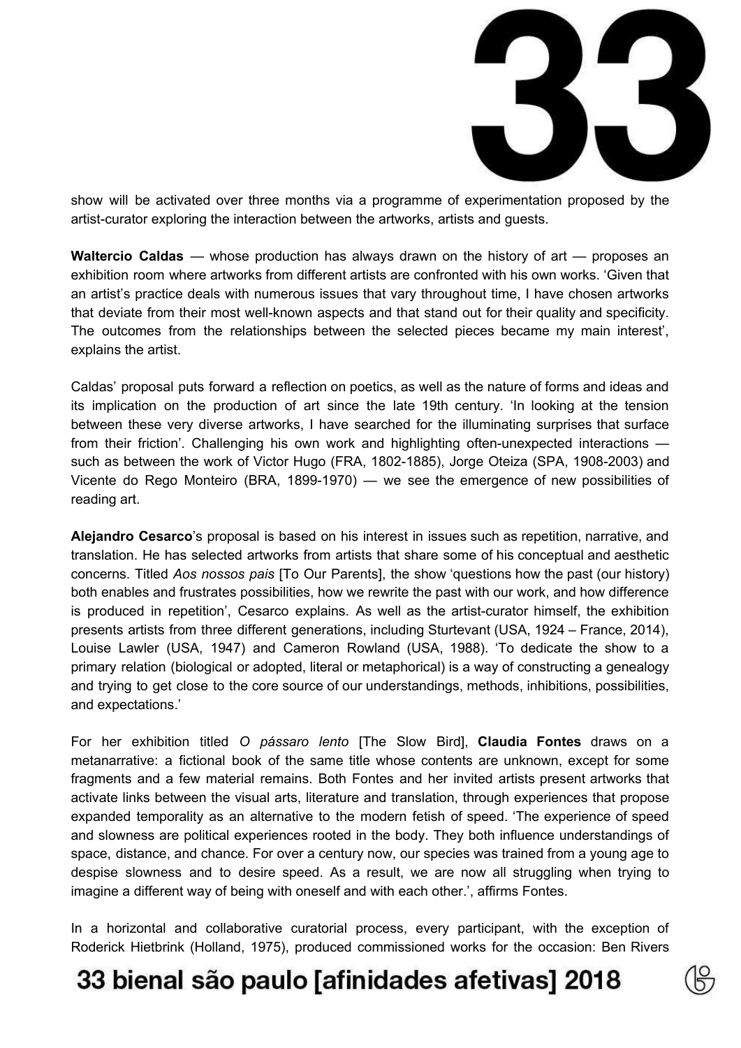show will be activated over three months via a programme of experimentation proposed by the artist-curator exploring the interaction between the artworks, artists and guests.

**Waltercio Caldas** — whose production has always drawn on the history of art — proposes an exhibition room where artworks from different artists are confronted with his own works. 'Given that an artist's practice deals with numerous issues that vary throughout time, I have chosen artworks that deviate from their most well-known aspects and that stand out for their quality and specificity. The outcomes from the relationships between the selected pieces became my main interest', explains the artist.

Caldas' proposal puts forward a reflection on poetics, as well as the nature of forms and ideas and its implication on the production of art since the late 19th century. 'In looking at the tension between these very diverse artworks, I have searched for the illuminating surprises that surface from their friction'. Challenging his own work and highlighting often-unexpected interactions — such as between the work of Victor Hugo (FRA, 1802-1885), Jorge Oteiza (SPA, 1908-2003) and Vicente do Rego Monteiro (BRA, 1899-1970) — we see the emergence of new possibilities of reading art.

**Alejandro Cesarco**'s proposal is based on his interest in issues such as repetition, narrative, and translation. He has selected artworks from artists that share some of his conceptual and aesthetic concerns. Titled *Aos nossos pais* [To Our Parents], the show 'questions how the past (our history) both enables and frustrates possibilities, how we rewrite the past with our work, and how difference is produced in repetition', Cesarco explains. As well as the artist-curator himself, the exhibition presents artists from three different generations, including Sturtevant (USA, 1924 – France, 2014), Louise Lawler (USA, 1947) and Cameron Rowland (USA, 1988). 'To dedicate the show to a primary relation (biological or adopted, literal or metaphorical) is a way of constructing a genealogy and trying to get close to the core source of our understandings, methods, inhibitions, possibilities, and expectations.'

For her exhibition titled *O pássaro lento* [The Slow Bird], **Claudia Fontes** draws on a metanarrative: a fictional book of the same title whose contents are unknown, except for some fragments and a few material remains. Both Fontes and her invited artists present artworks that activate links between the visual arts, literature and translation, through experiences that propose expanded temporality as an alternative to the modern fetish of speed. 'The experience of speed and slowness are political experiences rooted in the body. They both influence understandings of space, distance, and chance. For over a century now, our species was trained from a young age to despise slowness and to desire speed. As a result, we are now all struggling when trying to imagine a different way of being with oneself and with each other.', affirms Fontes.

In a horizontal and collaborative curatorial process, every participant, with the exception of Roderick Hietbrink (Holland, 1975), produced commissioned works for the occasion: Ben Rivers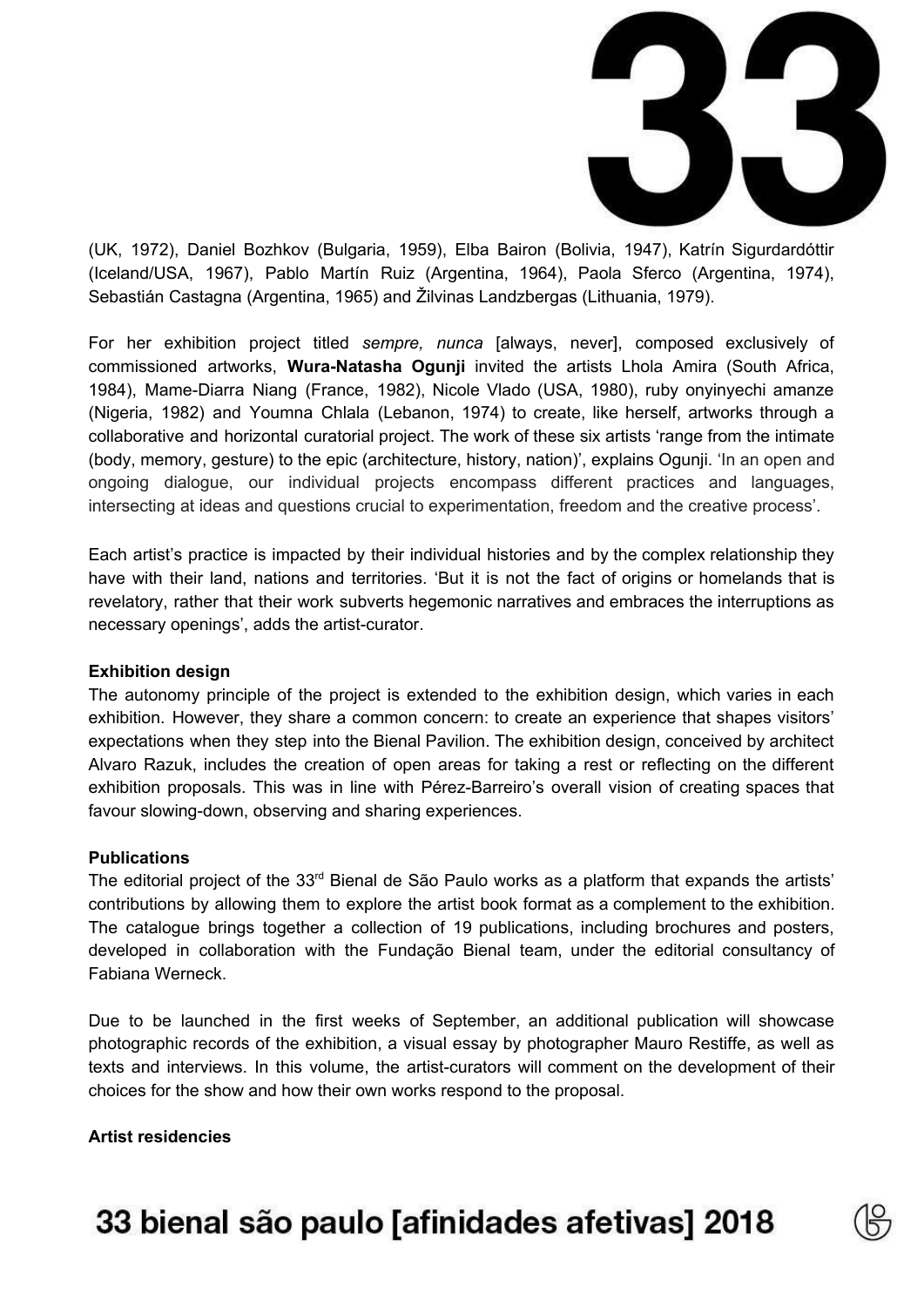(UK, 1972), Daniel Bozhkov (Bulgaria, 1959), Elba Bairon (Bolivia, 1947), Katrín Sigurdardóttir (Iceland/USA, 1967), Pablo Martín Ruiz (Argentina, 1964), Paola Sferco (Argentina, 1974), Sebastián Castagna (Argentina, 1965) and Žilvinas Landzbergas (Lithuania, 1979).

For her exhibition project titled *sempre, nunca* [always, never], composed exclusively of commissioned artworks, **Wura-Natasha Ogunji** invited the artists Lhola Amira (South Africa, 1984), Mame-Diarra Niang (France, 1982), Nicole Vlado (USA, 1980), ruby onyinyechi amanze (Nigeria, 1982) and Youmna Chlala (Lebanon, 1974) to create, like herself, artworks through a collaborative and horizontal curatorial project. The work of these six artists 'range from the intimate (body, memory, gesture) to the epic (architecture, history, nation)', explains Ogunji. 'In an open and ongoing dialogue, our individual projects encompass different practices and languages, intersecting at ideas and questions crucial to experimentation, freedom and the creative process'.

Each artist's practice is impacted by their individual histories and by the complex relationship they have with their land, nations and territories. 'But it is not the fact of origins or homelands that is revelatory, rather that their work subverts hegemonic narratives and embraces the interruptions as necessary openings', adds the artist-curator.

**Exhibition design**

The autonomy principle of the project is extended to the exhibition design, which varies in each exhibition. However, they share a common concern: to create an experience that shapes visitors' expectations when they step into the Bienal Pavilion. The exhibition design, conceived by architect Alvaro Razuk, includes the creation of open areas for taking a rest or reflecting on the different exhibition proposals. This was in line with Pérez-Barreiro's overall vision of creating spaces that favour slowing-down, observing and sharing experiences.

**Publications**

The editorial project of the 33rd Bienal de São Paulo works as a platform that expands the artists' contributions by allowing them to explore the artist book format as a complement to the exhibition. The catalogue brings together a collection of 19 publications, including brochures and posters, developed in collaboration with the Fundação Bienal team, under the editorial consultancy of Fabiana Werneck.

Due to be launched in the first weeks of September, an additional publication will showcase photographic records of the exhibition, a visual essay by photographer Mauro Restiffe, as well as texts and interviews. In this volume, the artist-curators will comment on the development of their choices for the show and how their own works respond to the proposal.

**Artist residencies**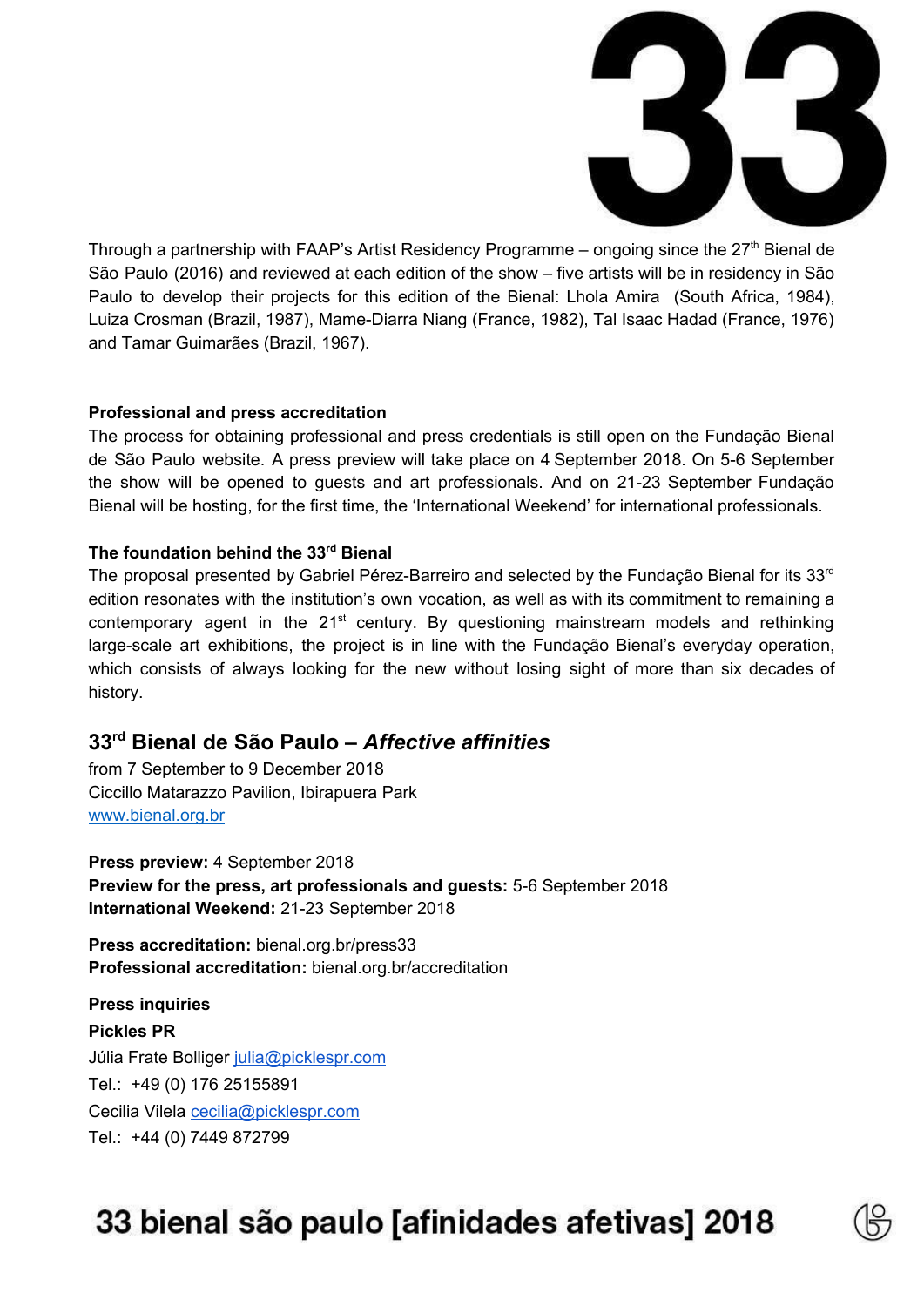Through a partnership with FAAP's Artist Residency Programme – ongoing since the 27th Bienal de São Paulo (2016) and reviewed at each edition of the show – five artists will be in residency in São Paulo to develop their projects for this edition of the Bienal: Lhola Amira (South Africa, 1984), Luiza Crosman (Brazil, 1987), Mame-Diarra Niang (France, 1982), Tal Isaac Hadad (France, 1976) and Tamar Guimarães (Brazil, 1967).

**Professional and press accreditation**

The process for obtaining professional and press credentials is still open on the Fundação Bienal de São Paulo website. A press preview will take place on 4 September 2018. On 5-6 September the show will be opened to guests and art professionals. And on 21-23 September Fundação Bienal will be hosting, for the first time, the 'International Weekend' for international professionals.

**The foundation behind the 33rd Bienal**

The proposal presented by Gabriel Pérez-Barreiro and selected by the Fundação Bienal for its 33rd edition resonates with the institution's own vocation, as well as with its commitment to remaining a contemporary agent in the 21st century. By questioning mainstream models and rethinking large-scale art exhibitions, the project is in line with the Fundação Bienal's everyday operation, which consists of always looking for the new without losing sight of more than six decades of history.

## 33rd Bienal de São Paulo – *Affective affinities*

from 7 September to 9 December 2018
Ciccillo Matarazzo Pavilion, Ibirapuera Park
www.bienal.org.br

**Press preview:** 4 September 2018
**Preview for the press, art professionals and guests:** 5-6 September 2018
**International Weekend:** 21-23 September 2018

**Press accreditation:** bienal.org.br/press33
**Professional accreditation:** bienal.org.br/accreditation

**Press inquiries**
**Pickles PR**
Júlia Frate Bolliger julia@picklespr.com
Tel.: +49 (0) 176 25155891
Cecilia Vilela cecilia@picklespr.com
Tel.: +44 (0) 7449 872799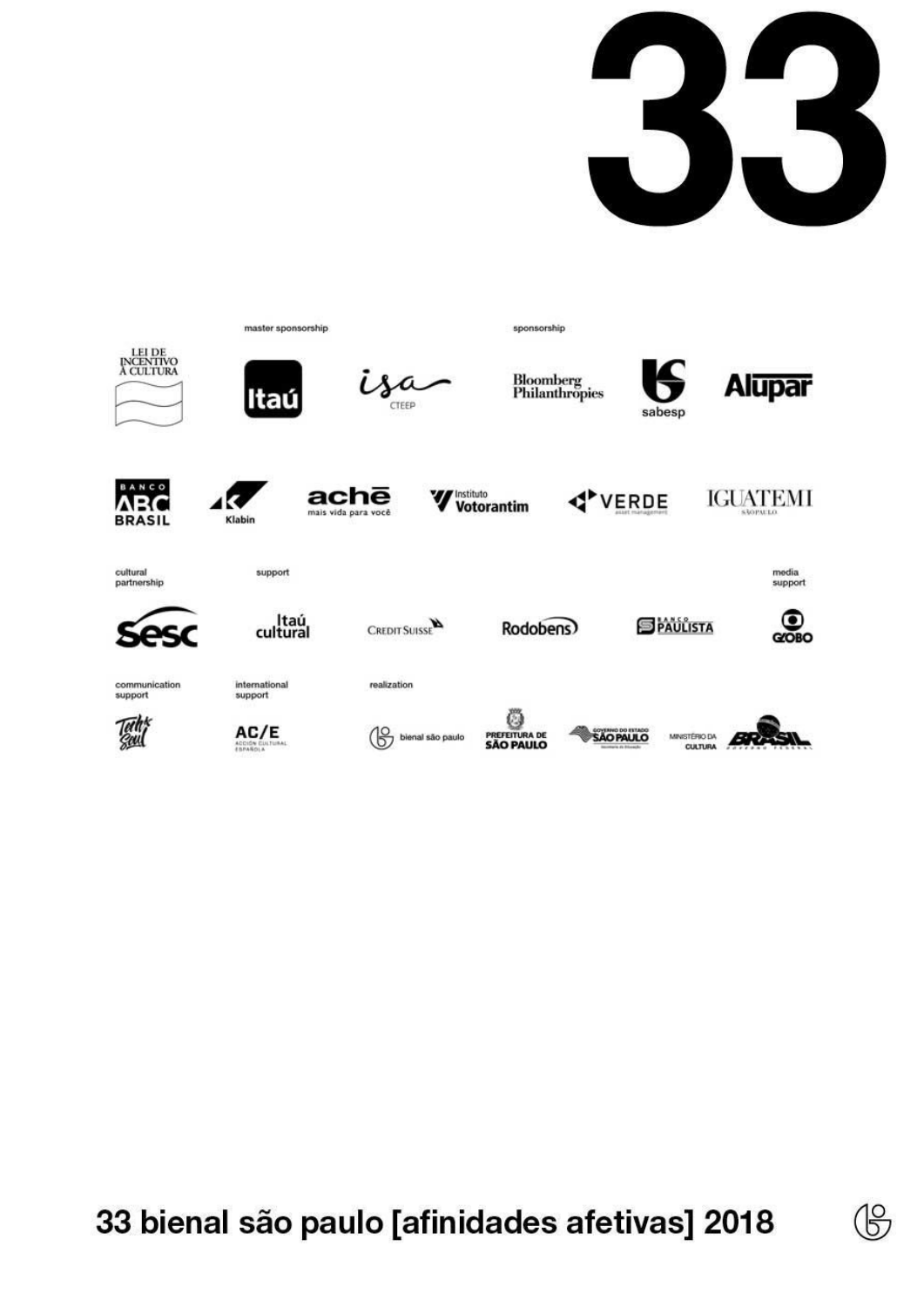# 33

master sponsorship

sponsorship

cultural partnership

support

media support

communication support

international support

realization

33 bienal são paulo [afinidades afetivas] 2018